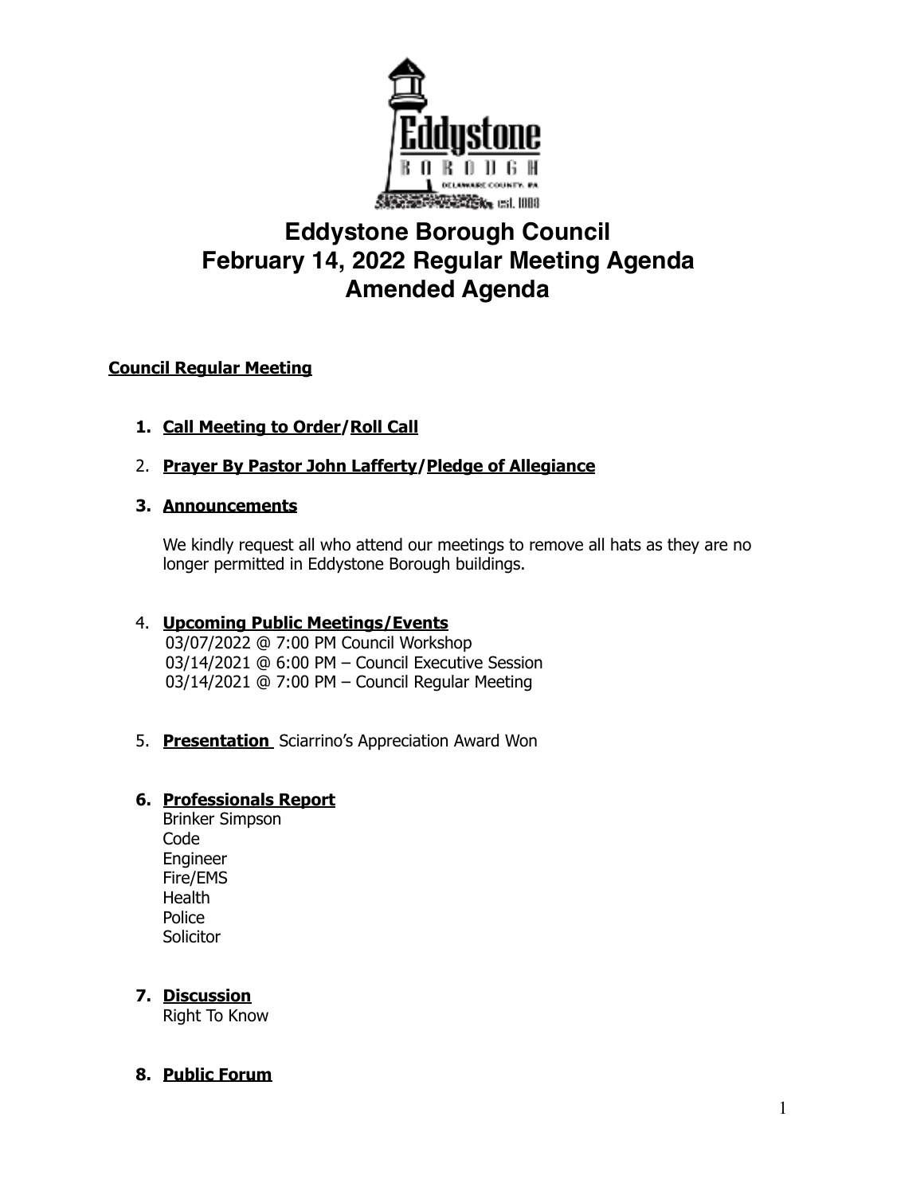# Eddystone Borough Council
# February 14, 2022 Regular Meeting Agenda
# Amended Agenda

**Council Regular Meeting**

1. **Call Meeting to Order/Roll Call**

2. **Prayer By Pastor John Lafferty/Pledge of Allegiance**

3. **Announcements**

   We kindly request all who attend our meetings to remove all hats as they are no longer permitted in Eddystone Borough buildings.

4. **Upcoming Public Meetings/Events**
   03/07/2022 @ 7:00 PM Council Workshop
   03/14/2021 @ 6:00 PM – Council Executive Session
   03/14/2021 @ 7:00 PM – Council Regular Meeting

5. **Presentation** Sciarrino's Appreciation Award Won

6. **Professionals Report**
   Brinker Simpson
   Code
   Engineer
   Fire/EMS
   Health
   Police
   Solicitor

7. **Discussion**
   Right To Know

8. **Public Forum**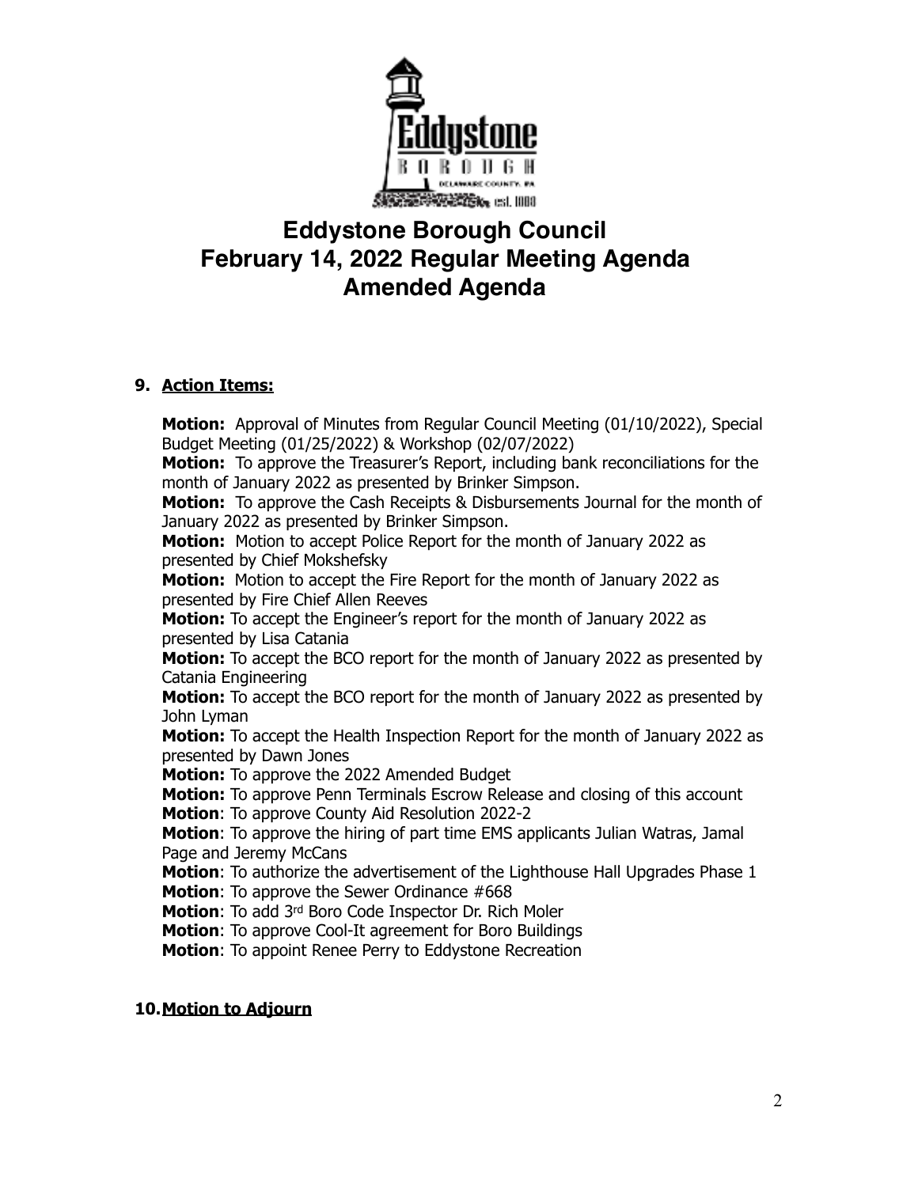# Eddystone Borough Council
# February 14, 2022 Regular Meeting Agenda
# Amended Agenda

**9. Action Items:**

**Motion:** Approval of Minutes from Regular Council Meeting (01/10/2022), Special Budget Meeting (01/25/2022) & Workshop (02/07/2022)
**Motion:** To approve the Treasurer's Report, including bank reconciliations for the month of January 2022 as presented by Brinker Simpson.
**Motion:** To approve the Cash Receipts & Disbursements Journal for the month of January 2022 as presented by Brinker Simpson.
**Motion:** Motion to accept Police Report for the month of January 2022 as presented by Chief Mokshefsky
**Motion:** Motion to accept the Fire Report for the month of January 2022 as presented by Fire Chief Allen Reeves
**Motion:** To accept the Engineer's report for the month of January 2022 as presented by Lisa Catania
**Motion:** To accept the BCO report for the month of January 2022 as presented by Catania Engineering
**Motion:** To accept the BCO report for the month of January 2022 as presented by John Lyman
**Motion:** To accept the Health Inspection Report for the month of January 2022 as presented by Dawn Jones
**Motion:** To approve the 2022 Amended Budget
**Motion:** To approve Penn Terminals Escrow Release and closing of this account
**Motion**: To approve County Aid Resolution 2022-2
**Motion**: To approve the hiring of part time EMS applicants Julian Watras, Jamal Page and Jeremy McCans
**Motion**: To authorize the advertisement of the Lighthouse Hall Upgrades Phase 1
**Motion**: To approve the Sewer Ordinance #668
**Motion**: To add 3rd Boro Code Inspector Dr. Rich Moler
**Motion**: To approve Cool-It agreement for Boro Buildings
**Motion**: To appoint Renee Perry to Eddystone Recreation

**10. Motion to Adjourn**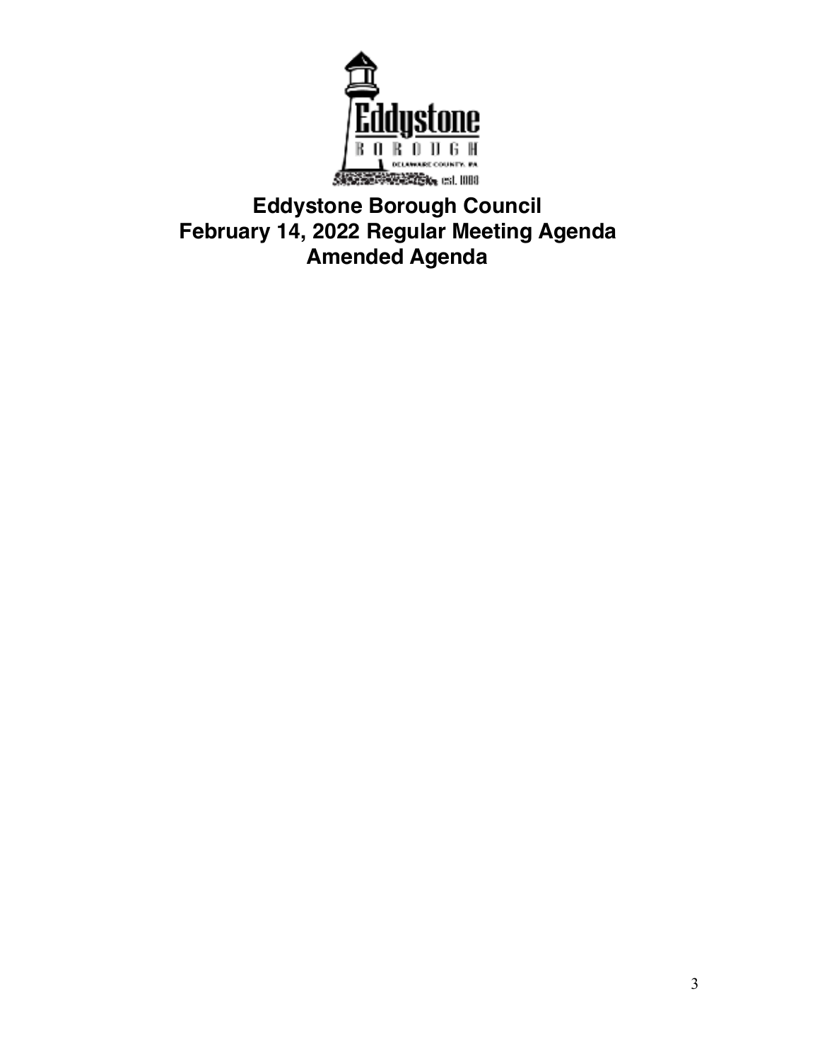# Eddystone Borough Council
## February 14, 2022 Regular Meeting Agenda
## Amended Agenda